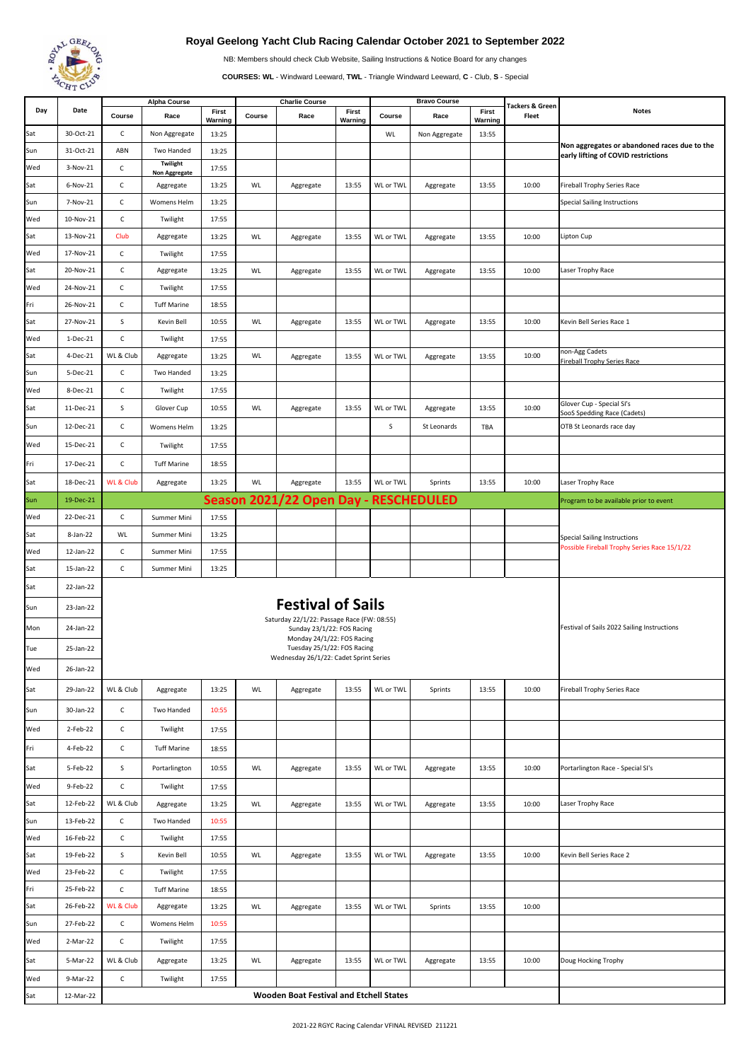# Royal Geelong Yacht Club Racing Calendar October 2021 to September 2022

NB: Members should check Club Website, Sailing Instructions & Notice Board for any changes

**COURSES: WL** - Windward Leeward, **TWL** - Triangle Windward Leeward, **C** - Club, **S** - Special

| Day | Date | Alpha Course | | | Charlie Course | | | Bravo Course | | | Tackers & Green Fleet | Notes |
|---|---|---|---|---|---|---|---|---|---|---|---|---|
| | | Course | Race | First Warning | Course | Race | First Warning | Course | Race | First Warning | | |
| Sat | 30-Oct-21 | C | Non Aggregate | 13:25 | | | | WL | Non Aggregate | 13:55 | | Non aggregates or abandoned races due to the early lifting of COVID restrictions |
| Sun | 31-Oct-21 | ABN | Two Handed | 13:25 | | | | | | | | |
| Wed | 3-Nov-21 | C | Twilight Non Aggregate | 17:55 | | | | | | | | |
| Sat | 6-Nov-21 | C | Aggregate | 13:25 | WL | Aggregate | 13:55 | WL or TWL | Aggregate | 13:55 | 10:00 | Fireball Trophy Series Race |
| Sun | 7-Nov-21 | C | Womens Helm | 13:25 | | | | | | | | Special Sailing Instructions |
| Wed | 10-Nov-21 | C | Twilight | 17:55 | | | | | | | | |
| Sat | 13-Nov-21 | Club | Aggregate | 13:25 | WL | Aggregate | 13:55 | WL or TWL | Aggregate | 13:55 | 10:00 | Lipton Cup |
| Wed | 17-Nov-21 | C | Twilight | 17:55 | | | | | | | | |
| Sat | 20-Nov-21 | C | Aggregate | 13:25 | WL | Aggregate | 13:55 | WL or TWL | Aggregate | 13:55 | 10:00 | Laser Trophy Race |
| Wed | 24-Nov-21 | C | Twilight | 17:55 | | | | | | | | |
| Fri | 26-Nov-21 | C | Tuff Marine | 18:55 | | | | | | | | |
| Sat | 27-Nov-21 | S | Kevin Bell | 10:55 | WL | Aggregate | 13:55 | WL or TWL | Aggregate | 13:55 | 10:00 | Kevin Bell Series Race 1 |
| Wed | 1-Dec-21 | C | Twilight | 17:55 | | | | | | | | |
| Sat | 4-Dec-21 | WL & Club | Aggregate | 13:25 | WL | Aggregate | 13:55 | WL or TWL | Aggregate | 13:55 | 10:00 | non-Agg Cadets<br>Fireball Trophy Series Race |
| Sun | 5-Dec-21 | C | Two Handed | 13:25 | | | | | | | | |
| Wed | 8-Dec-21 | C | Twilight | 17:55 | | | | | | | | |
| Sat | 11-Dec-21 | S | Glover Cup | 10:55 | WL | Aggregate | 13:55 | WL or TWL | Aggregate | 13:55 | 10:00 | Glover Cup - Special SI's<br>SooS Spedding Race (Cadets) |
| Sun | 12-Dec-21 | C | Womens Helm | 13:25 | | | | S | St Leonards | TBA | | OTB St Leonards race day |
| Wed | 15-Dec-21 | C | Twilight | 17:55 | | | | | | | | |
| Fri | 17-Dec-21 | C | Tuff Marine | 18:55 | | | | | | | | |
| Sat | 18-Dec-21 | WL & Club | Aggregate | 13:25 | WL | Aggregate | 13:55 | WL or TWL | Sprints | 13:55 | 10:00 | Laser Trophy Race |
| Sun | 19-Dec-21 | **Season 2021/22 Open Day - RESCHEDULED** | | | | | | | | | | Program to be available prior to event |
| Wed | 22-Dec-21 | C | Summer Mini | 17:55 | | | | | | | | Special Sailing Instructions<br>Possible Fireball Trophy Series Race 15/1/22 |
| Sat | 8-Jan-22 | WL | Summer Mini | 13:25 | | | | | | | | |
| Wed | 12-Jan-22 | C | Summer Mini | 17:55 | | | | | | | | |
| Sat | 15-Jan-22 | C | Summer Mini | 13:25 | | | | | | | | |
| Sat | 22-Jan-22 | **Festival of Sails**<br>Saturday 22/1/22: Passage Race (FW: 08:55)<br>Sunday 23/1/22: FOS Racing<br>Monday 24/1/22: FOS Racing<br>Tuesday 25/1/22: FOS Racing<br>Wednesday 26/1/22: Cadet Sprint Series | | | | | | | | | | Festival of Sails 2022 Sailing Instructions |
| Sun | 23-Jan-22 | | | | | | | | | | | |
| Mon | 24-Jan-22 | | | | | | | | | | | |
| Tue | 25-Jan-22 | | | | | | | | | | | |
| Wed | 26-Jan-22 | | | | | | | | | | | |
| Sat | 29-Jan-22 | WL & Club | Aggregate | 13:25 | WL | Aggregate | 13:55 | WL or TWL | Sprints | 13:55 | 10:00 | Fireball Trophy Series Race |
| Sun | 30-Jan-22 | C | Two Handed | 10:55 | | | | | | | | |
| Wed | 2-Feb-22 | C | Twilight | 17:55 | | | | | | | | |
| Fri | 4-Feb-22 | C | Tuff Marine | 18:55 | | | | | | | | |
| Sat | 5-Feb-22 | S | Portarlington | 10:55 | WL | Aggregate | 13:55 | WL or TWL | Aggregate | 13:55 | 10:00 | Portarlington Race - Special SI's |
| Wed | 9-Feb-22 | C | Twilight | 17:55 | | | | | | | | |
| Sat | 12-Feb-22 | WL & Club | Aggregate | 13:25 | WL | Aggregate | 13:55 | WL or TWL | Aggregate | 13:55 | 10:00 | Laser Trophy Race |
| Sun | 13-Feb-22 | C | Two Handed | 10:55 | | | | | | | | |
| Wed | 16-Feb-22 | C | Twilight | 17:55 | | | | | | | | |
| Sat | 19-Feb-22 | S | Kevin Bell | 10:55 | WL | Aggregate | 13:55 | WL or TWL | Aggregate | 13:55 | 10:00 | Kevin Bell Series Race 2 |
| Wed | 23-Feb-22 | C | Twilight | 17:55 | | | | | | | | |
| Fri | 25-Feb-22 | C | Tuff Marine | 18:55 | | | | | | | | |
| Sat | 26-Feb-22 | WL & Club | Aggregate | 13:25 | WL | Aggregate | 13:55 | WL or TWL | Sprints | 13:55 | 10:00 | |
| Sun | 27-Feb-22 | C | Womens Helm | 10:55 | | | | | | | | |
| Wed | 2-Mar-22 | C | Twilight | 17:55 | | | | | | | | |
| Sat | 5-Mar-22 | WL & Club | Aggregate | 13:25 | WL | Aggregate | 13:55 | WL or TWL | Aggregate | 13:55 | 10:00 | Doug Hocking Trophy |
| Wed | 9-Mar-22 | C | Twilight | 17:55 | | | | | | | | |
| Sat | 12-Mar-22 | **Wooden Boat Festival and Etchell States** | | | | | | | | | | |

2021-22 RGYC Racing Calendar VFINAL REVISED 211221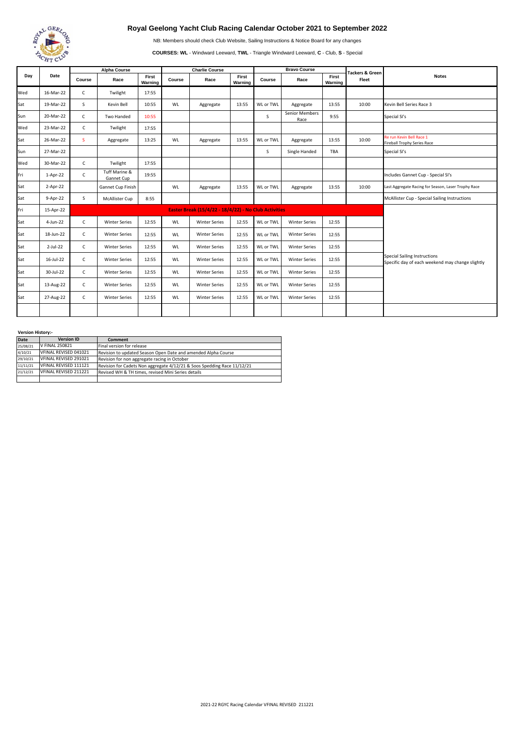# Royal Geelong Yacht Club Racing Calendar October 2021 to September 2022

NB: Members should check Club Website, Sailing Instructions & Notice Board for any changes

**COURSES: WL** - Windward Leeward, **TWL** - Triangle Windward Leeward, **C** - Club, **S** - Special

| Day | Date | Alpha Course | | | Charlie Course | | | Bravo Course | | | Tackers & Green Fleet | Notes |
|---|---|---|---|---|---|---|---|---|---|---|---|---|
| | | Course | Race | First Warning | Course | Race | First Warning | Course | Race | First Warning | | |
| Wed | 16-Mar-22 | C | Twilight | 17:55 | | | | | | | | |
| Sat | 19-Mar-22 | S | Kevin Bell | 10:55 | WL | Aggregate | 13:55 | WL or TWL | Aggregate | 13:55 | 10:00 | Kevin Bell Series Race 3 |
| Sun | 20-Mar-22 | C | Two Handed | 10:55 | | | | S | Senior Members Race | 9:55 | | Special SI's |
| Wed | 23-Mar-22 | C | Twilight | 17:55 | | | | | | | | |
| Sat | 26-Mar-22 | S | Aggregate | 13:25 | WL | Aggregate | 13:55 | WL or TWL | Aggregate | 13:55 | 10:00 | Re run Kevin Bell Race 1 Fireball Trophy Series Race |
| Sun | 27-Mar-22 | | | | | | | S | Single Handed | TBA | | Special SI's |
| Wed | 30-Mar-22 | C | Twilight | 17:55 | | | | | | | | |
| Fri | 1-Apr-22 | C | Tuff Marine & Gannet Cup | 19:55 | | | | | | | | Includes Gannet Cup - Special SI's |
| Sat | 2-Apr-22 | | Gannet Cup Finish | | WL | Aggregate | 13:55 | WL or TWL | Aggregate | 13:55 | 10:00 | Last Aggregate Racing for Season, Laser Trophy Race |
| Sat | 9-Apr-22 | S | McAllister Cup | 8:55 | | | | | | | | McAllister Cup - Special Sailing Instructions |
| Fri | 15-Apr-22 | Easter Break (15/4/22 - 18/4/22) - No Club Activities | | | | | | | | | | |
| Sat | 4-Jun-22 | C | Winter Series | 12:55 | WL | Winter Series | 12:55 | WL or TWL | Winter Series | 12:55 | | Special Sailing Instructions Specific day of each weekend may change slightly |
| Sat | 18-Jun-22 | C | Winter Series | 12:55 | WL | Winter Series | 12:55 | WL or TWL | Winter Series | 12:55 | | |
| Sat | 2-Jul-22 | C | Winter Series | 12:55 | WL | Winter Series | 12:55 | WL or TWL | Winter Series | 12:55 | | |
| Sat | 16-Jul-22 | C | Winter Series | 12:55 | WL | Winter Series | 12:55 | WL or TWL | Winter Series | 12:55 | | |
| Sat | 30-Jul-22 | C | Winter Series | 12:55 | WL | Winter Series | 12:55 | WL or TWL | Winter Series | 12:55 | | |
| Sat | 13-Aug-22 | C | Winter Series | 12:55 | WL | Winter Series | 12:55 | WL or TWL | Winter Series | 12:55 | | |
| Sat | 27-Aug-22 | C | Winter Series | 12:55 | WL | Winter Series | 12:55 | WL or TWL | Winter Series | 12:55 | | |

**Version History:-**

| Date | Version ID | Comment |
|---|---|---|
| 25/08/21 | V FINAL 250821 | Final version for release |
| 4/10/21 | VFINAL REVISED 041021 | Revision to updated Season Open Date and amended Alpha Course |
| 29/10/21 | VFINAL REVISED 291021 | Revision for non aggregate racing in October |
| 11/11/21 | VFINAL REVISED 111121 | Revision for Cadets Non aggregate 4/12/21 & Soos Spedding Race 11/12/21 |
| 21/12/21 | VFINAL REVISED 211221 | Revised WH & TH times, revised Mini Series details |

2021-22 RGYC Racing Calendar VFINAL REVISED 211221